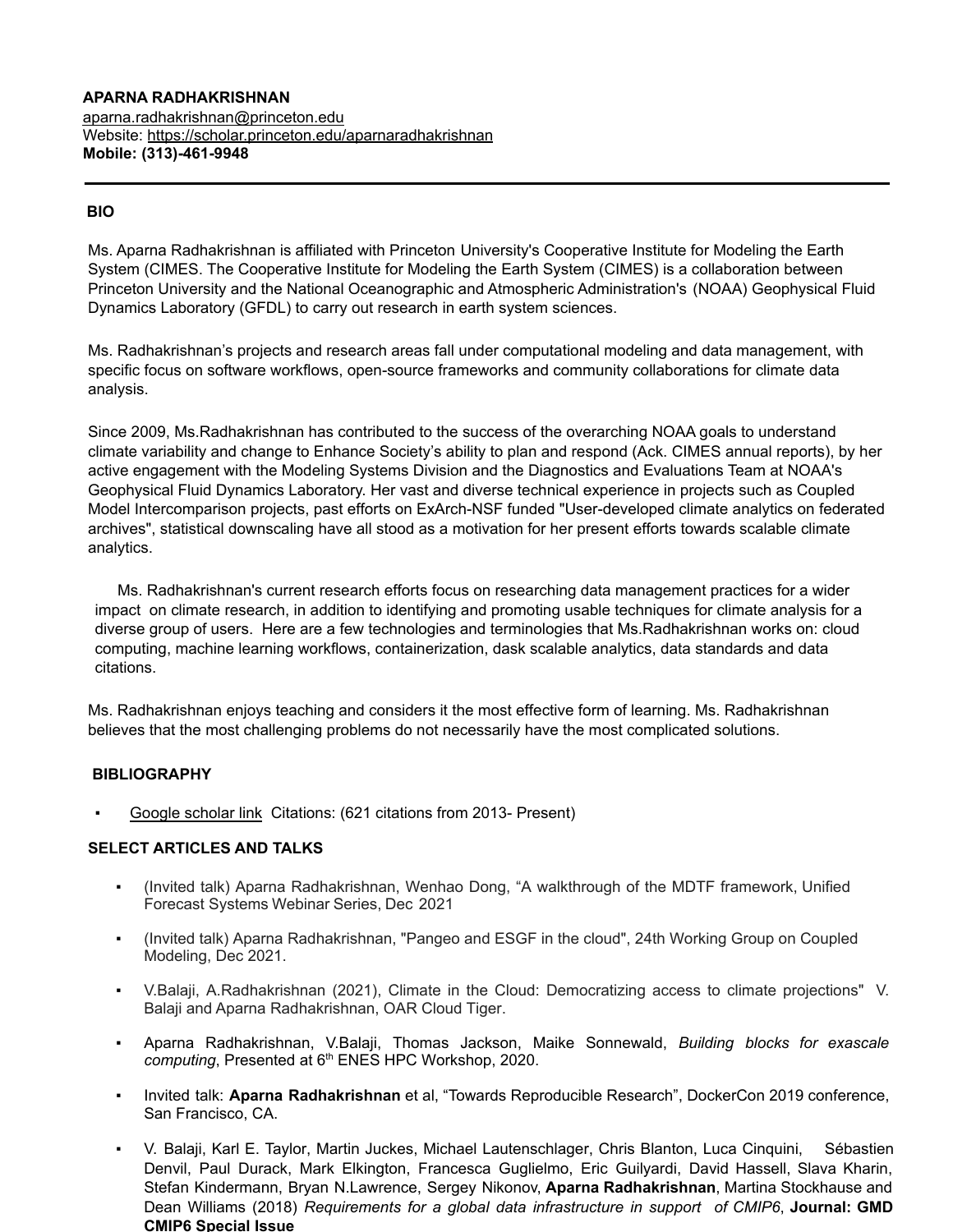**APARNA RADHAKRISHNAN**
aparna.radhakrishnan@princeton.edu
Website: https://scholar.princeton.edu/aparnaradhakrishnan
**Mobile: (313)-461-9948**

---

## BIO

Ms. Aparna Radhakrishnan is affiliated with Princeton University's Cooperative Institute for Modeling the Earth System (CIMES. The Cooperative Institute for Modeling the Earth System (CIMES) is a collaboration between Princeton University and the National Oceanographic and Atmospheric Administration's (NOAA) Geophysical Fluid Dynamics Laboratory (GFDL) to carry out research in earth system sciences.

Ms. Radhakrishnan's projects and research areas fall under computational modeling and data management, with specific focus on software workflows, open-source frameworks and community collaborations for climate data analysis.

Since 2009, Ms.Radhakrishnan has contributed to the success of the overarching NOAA goals to understand climate variability and change to Enhance Society's ability to plan and respond (Ack. CIMES annual reports), by her active engagement with the Modeling Systems Division and the Diagnostics and Evaluations Team at NOAA's Geophysical Fluid Dynamics Laboratory. Her vast and diverse technical experience in projects such as Coupled Model Intercomparison projects, past efforts on ExArch-NSF funded "User-developed climate analytics on federated archives", statistical downscaling have all stood as a motivation for her present efforts towards scalable climate analytics.

Ms. Radhakrishnan's current research efforts focus on researching data management practices for a wider impact on climate research, in addition to identifying and promoting usable techniques for climate analysis for a diverse group of users. Here are a few technologies and terminologies that Ms.Radhakrishnan works on: cloud computing, machine learning workflows, containerization, dask scalable analytics, data standards and data citations.

Ms. Radhakrishnan enjoys teaching and considers it the most effective form of learning. Ms. Radhakrishnan believes that the most challenging problems do not necessarily have the most complicated solutions.

## BIBLIOGRAPHY

- Google scholar link Citations: (621 citations from 2013- Present)

## SELECT ARTICLES AND TALKS

- (Invited talk) Aparna Radhakrishnan, Wenhao Dong, "A walkthrough of the MDTF framework, Unified Forecast Systems Webinar Series, Dec 2021
- (Invited talk) Aparna Radhakrishnan, "Pangeo and ESGF in the cloud", 24th Working Group on Coupled Modeling, Dec 2021.
- V.Balaji, A.Radhakrishnan (2021), Climate in the Cloud: Democratizing access to climate projections" V. Balaji and Aparna Radhakrishnan, OAR Cloud Tiger.
- Aparna Radhakrishnan, V.Balaji, Thomas Jackson, Maike Sonnewald, *Building blocks for exascale computing*, Presented at 6th ENES HPC Workshop, 2020.
- Invited talk: **Aparna Radhakrishnan** et al, "Towards Reproducible Research", DockerCon 2019 conference, San Francisco, CA.
- V. Balaji, Karl E. Taylor, Martin Juckes, Michael Lautenschlager, Chris Blanton, Luca Cinquini, Sébastien Denvil, Paul Durack, Mark Elkington, Francesca Guglielmo, Eric Guilyardi, David Hassell, Slava Kharin, Stefan Kindermann, Bryan N.Lawrence, Sergey Nikonov, **Aparna Radhakrishnan**, Martina Stockhause and Dean Williams (2018) *Requirements for a global data infrastructure in support of CMIP6*, **Journal: GMD CMIP6 Special Issue**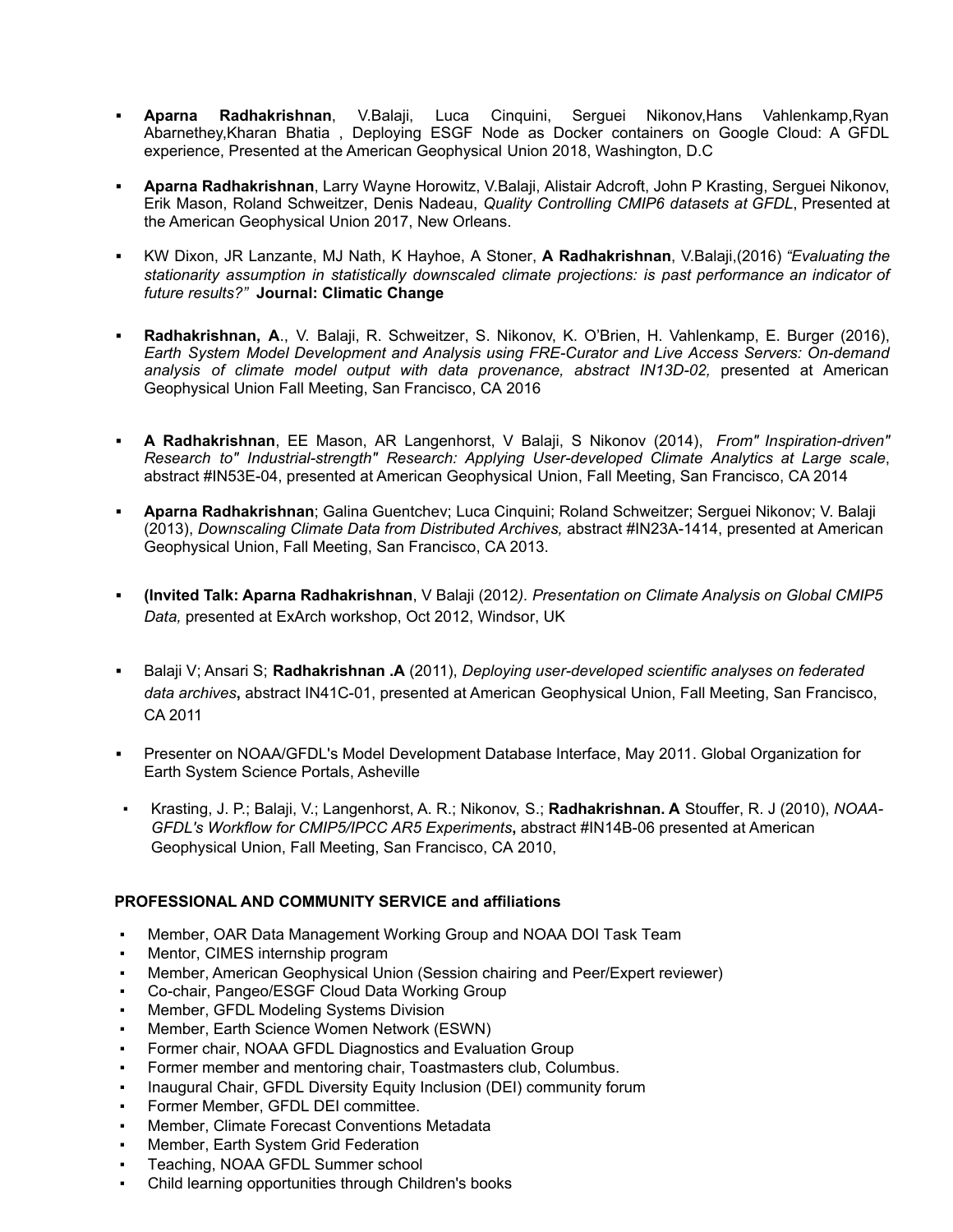- **Aparna Radhakrishnan**, V.Balaji, Luca Cinquini, Serguei Nikonov,Hans Vahlenkamp,Ryan Abarnethey,Kharan Bhatia , Deploying ESGF Node as Docker containers on Google Cloud: A GFDL experience, Presented at the American Geophysical Union 2018, Washington, D.C

- **Aparna Radhakrishnan**, Larry Wayne Horowitz, V.Balaji, Alistair Adcroft, John P Krasting, Serguei Nikonov, Erik Mason, Roland Schweitzer, Denis Nadeau, *Quality Controlling CMIP6 datasets at GFDL*, Presented at the American Geophysical Union 2017, New Orleans.

- KW Dixon, JR Lanzante, MJ Nath, K Hayhoe, A Stoner, **A Radhakrishnan**, V.Balaji,(2016) *"Evaluating the stationarity assumption in statistically downscaled climate projections: is past performance an indicator of future results?"* **Journal: Climatic Change**

- **Radhakrishnan, A**., V. Balaji, R. Schweitzer, S. Nikonov, K. O'Brien, H. Vahlenkamp, E. Burger (2016), *Earth System Model Development and Analysis using FRE-Curator and Live Access Servers: On-demand analysis of climate model output with data provenance, abstract IN13D-02,* presented at American Geophysical Union Fall Meeting, San Francisco, CA 2016

- **A Radhakrishnan**, EE Mason, AR Langenhorst, V Balaji, S Nikonov (2014), *From" Inspiration-driven" Research to" Industrial-strength" Research: Applying User-developed Climate Analytics at Large scale*, abstract #IN53E-04, presented at American Geophysical Union, Fall Meeting, San Francisco, CA 2014

- **Aparna Radhakrishnan**; Galina Guentchev; Luca Cinquini; Roland Schweitzer; Serguei Nikonov; V. Balaji (2013), *Downscaling Climate Data from Distributed Archives,* abstract #IN23A-1414, presented at American Geophysical Union, Fall Meeting, San Francisco, CA 2013.

- **(Invited Talk: Aparna Radhakrishnan**, V Balaji (2012*). Presentation on Climate Analysis on Global CMIP5 Data,* presented at ExArch workshop, Oct 2012, Windsor, UK

- Balaji V; Ansari S; **Radhakrishnan .A** (2011), *Deploying user-developed scientific analyses on federated data archives***,** abstract IN41C-01, presented at American Geophysical Union, Fall Meeting, San Francisco, CA 2011

- Presenter on NOAA/GFDL's Model Development Database Interface, May 2011. Global Organization for Earth System Science Portals, Asheville

- Krasting, J. P.; Balaji, V.; Langenhorst, A. R.; Nikonov, S.; **Radhakrishnan. A** Stouffer, R. J (2010), *NOAA-GFDL's Workflow for CMIP5/IPCC AR5 Experiments***,** abstract #IN14B-06 presented at American Geophysical Union, Fall Meeting, San Francisco, CA 2010,

**PROFESSIONAL AND COMMUNITY SERVICE and affiliations**

- Member, OAR Data Management Working Group and NOAA DOI Task Team
- Mentor, CIMES internship program
- Member, American Geophysical Union (Session chairing and Peer/Expert reviewer)
- Co-chair, Pangeo/ESGF Cloud Data Working Group
- Member, GFDL Modeling Systems Division
- Member, Earth Science Women Network (ESWN)
- Former chair, NOAA GFDL Diagnostics and Evaluation Group
- Former member and mentoring chair, Toastmasters club, Columbus.
- Inaugural Chair, GFDL Diversity Equity Inclusion (DEI) community forum
- Former Member, GFDL DEI committee.
- Member, Climate Forecast Conventions Metadata
- Member, Earth System Grid Federation
- Teaching, NOAA GFDL Summer school
- Child learning opportunities through Children's books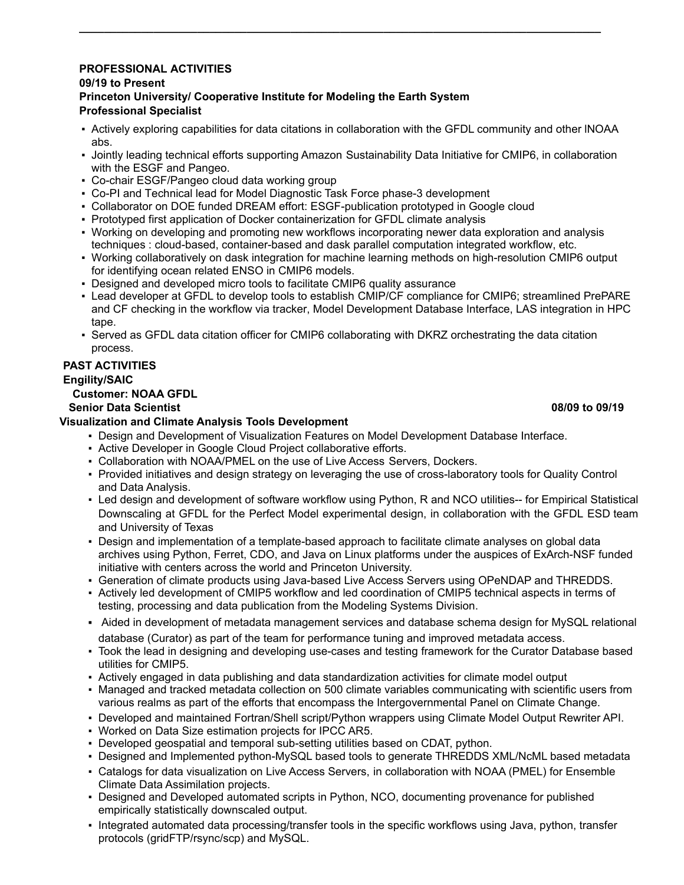## PROFESSIONAL ACTIVITIES

**09/19 to Present**
**Princeton University/ Cooperative Institute for Modeling the Earth System**
**Professional Specialist**

- Actively exploring capabilities for data citations in collaboration with the GFDL community and other lNOAA abs.
- Jointly leading technical efforts supporting Amazon Sustainability Data Initiative for CMIP6, in collaboration with the ESGF and Pangeo.
- Co-chair ESGF/Pangeo cloud data working group
- Co-PI and Technical lead for Model Diagnostic Task Force phase-3 development
- Collaborator on DOE funded DREAM effort: ESGF-publication prototyped in Google cloud
- Prototyped first application of Docker containerization for GFDL climate analysis
- Working on developing and promoting new workflows incorporating newer data exploration and analysis techniques : cloud-based, container-based and dask parallel computation integrated workflow, etc.
- Working collaboratively on dask integration for machine learning methods on high-resolution CMIP6 output for identifying ocean related ENSO in CMIP6 models.
- Designed and developed micro tools to facilitate CMIP6 quality assurance
- Lead developer at GFDL to develop tools to establish CMIP/CF compliance for CMIP6; streamlined PrePARE and CF checking in the workflow via tracker, Model Development Database Interface, LAS integration in HPC tape.
- Served as GFDL data citation officer for CMIP6 collaborating with DKRZ orchestrating the data citation process.

## PAST ACTIVITIES

**Engility/SAIC**
**Customer: NOAA GFDL**
**Senior Data Scientist** **08/09 to 09/19**

**Visualization and Climate Analysis Tools Development**

- Design and Development of Visualization Features on Model Development Database Interface.
- Active Developer in Google Cloud Project collaborative efforts.
- Collaboration with NOAA/PMEL on the use of Live Access Servers, Dockers.
- Provided initiatives and design strategy on leveraging the use of cross-laboratory tools for Quality Control and Data Analysis.
- Led design and development of software workflow using Python, R and NCO utilities-- for Empirical Statistical Downscaling at GFDL for the Perfect Model experimental design, in collaboration with the GFDL ESD team and University of Texas
- Design and implementation of a template-based approach to facilitate climate analyses on global data archives using Python, Ferret, CDO, and Java on Linux platforms under the auspices of ExArch-NSF funded initiative with centers across the world and Princeton University.
- Generation of climate products using Java-based Live Access Servers using OPeNDAP and THREDDS.
- Actively led development of CMIP5 workflow and led coordination of CMIP5 technical aspects in terms of testing, processing and data publication from the Modeling Systems Division.
- Aided in development of metadata management services and database schema design for MySQL relational database (Curator) as part of the team for performance tuning and improved metadata access.
- Took the lead in designing and developing use-cases and testing framework for the Curator Database based utilities for CMIP5.
- Actively engaged in data publishing and data standardization activities for climate model output
- Managed and tracked metadata collection on 500 climate variables communicating with scientific users from various realms as part of the efforts that encompass the Intergovernmental Panel on Climate Change.
- Developed and maintained Fortran/Shell script/Python wrappers using Climate Model Output Rewriter API.
- Worked on Data Size estimation projects for IPCC AR5.
- Developed geospatial and temporal sub-setting utilities based on CDAT, python.
- Designed and Implemented python-MySQL based tools to generate THREDDS XML/NcML based metadata
- Catalogs for data visualization on Live Access Servers, in collaboration with NOAA (PMEL) for Ensemble Climate Data Assimilation projects.
- Designed and Developed automated scripts in Python, NCO, documenting provenance for published empirically statistically downscaled output.
- Integrated automated data processing/transfer tools in the specific workflows using Java, python, transfer protocols (gridFTP/rsync/scp) and MySQL.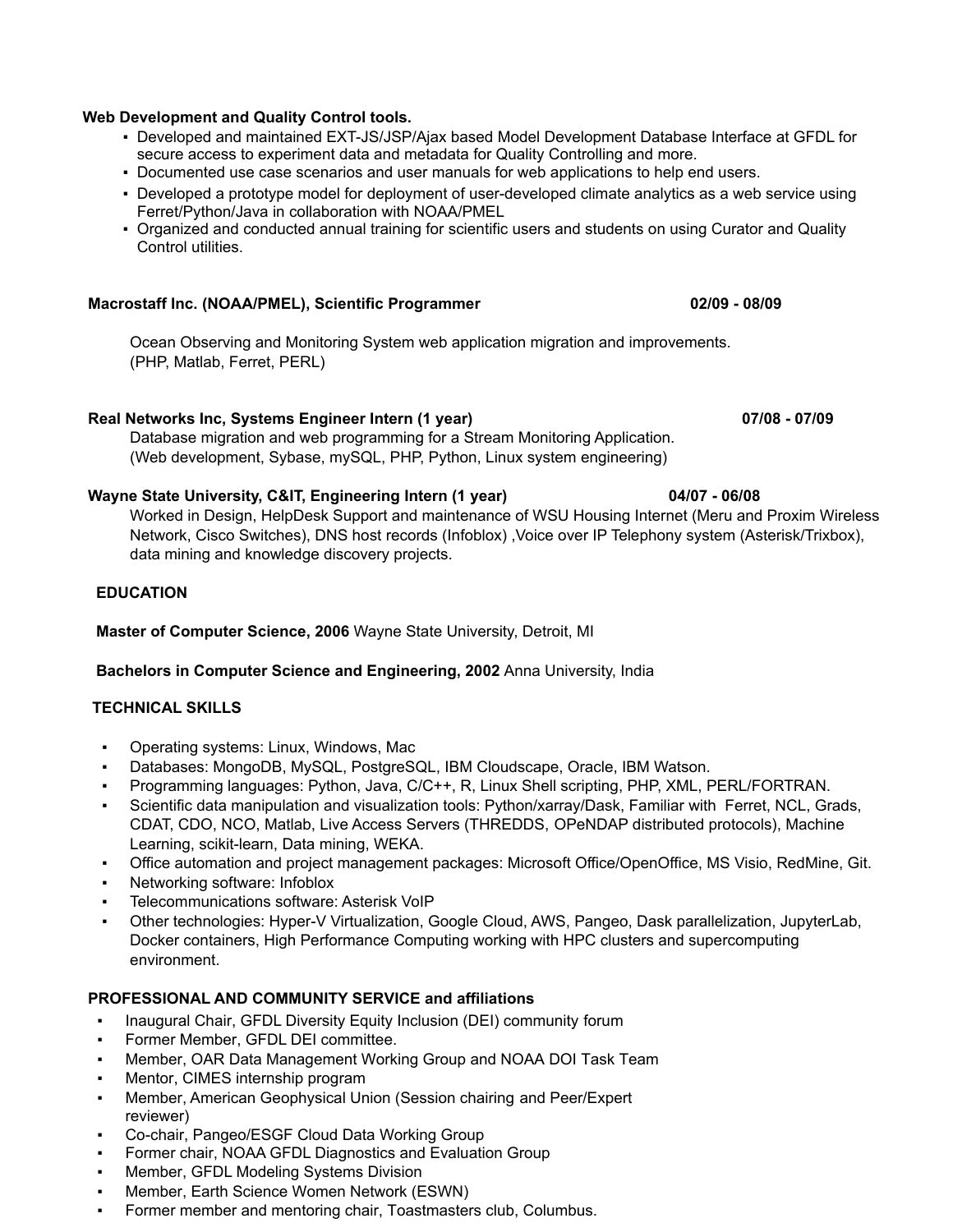**Web Development and Quality Control tools.**

- Developed and maintained EXT-JS/JSP/Ajax based Model Development Database Interface at GFDL for secure access to experiment data and metadata for Quality Controlling and more.
- Documented use case scenarios and user manuals for web applications to help end users.
- Developed a prototype model for deployment of user-developed climate analytics as a web service using Ferret/Python/Java in collaboration with NOAA/PMEL
- Organized and conducted annual training for scientific users and students on using Curator and Quality Control utilities.

**Macrostaff Inc. (NOAA/PMEL), Scientific Programmer** **02/09 - 08/09**

Ocean Observing and Monitoring System web application migration and improvements. (PHP, Matlab, Ferret, PERL)

**Real Networks Inc, Systems Engineer Intern (1 year)** **07/08 - 07/09**

Database migration and web programming for a Stream Monitoring Application. (Web development, Sybase, mySQL, PHP, Python, Linux system engineering)

**Wayne State University, C&IT, Engineering Intern (1 year)** **04/07 - 06/08**

Worked in Design, HelpDesk Support and maintenance of WSU Housing Internet (Meru and Proxim Wireless Network, Cisco Switches), DNS host records (Infoblox) ,Voice over IP Telephony system (Asterisk/Trixbox), data mining and knowledge discovery projects.

## EDUCATION

**Master of Computer Science, 2006** Wayne State University, Detroit, MI

**Bachelors in Computer Science and Engineering, 2002** Anna University, India

## TECHNICAL SKILLS

- Operating systems: Linux, Windows, Mac
- Databases: MongoDB, MySQL, PostgreSQL, IBM Cloudscape, Oracle, IBM Watson.
- Programming languages: Python, Java, C/C++, R, Linux Shell scripting, PHP, XML, PERL/FORTRAN.
- Scientific data manipulation and visualization tools: Python/xarray/Dask, Familiar with Ferret, NCL, Grads, CDAT, CDO, NCO, Matlab, Live Access Servers (THREDDS, OPeNDAP distributed protocols), Machine Learning, scikit-learn, Data mining, WEKA.
- Office automation and project management packages: Microsoft Office/OpenOffice, MS Visio, RedMine, Git.
- Networking software: Infoblox
- Telecommunications software: Asterisk VoIP
- Other technologies: Hyper-V Virtualization, Google Cloud, AWS, Pangeo, Dask parallelization, JupyterLab, Docker containers, High Performance Computing working with HPC clusters and supercomputing environment.

## PROFESSIONAL AND COMMUNITY SERVICE and affiliations

- Inaugural Chair, GFDL Diversity Equity Inclusion (DEI) community forum
- Former Member, GFDL DEI committee.
- Member, OAR Data Management Working Group and NOAA DOI Task Team
- Mentor, CIMES internship program
- Member, American Geophysical Union (Session chairing and Peer/Expert reviewer)
- Co-chair, Pangeo/ESGF Cloud Data Working Group
- Former chair, NOAA GFDL Diagnostics and Evaluation Group
- Member, GFDL Modeling Systems Division
- Member, Earth Science Women Network (ESWN)
- Former member and mentoring chair, Toastmasters club, Columbus.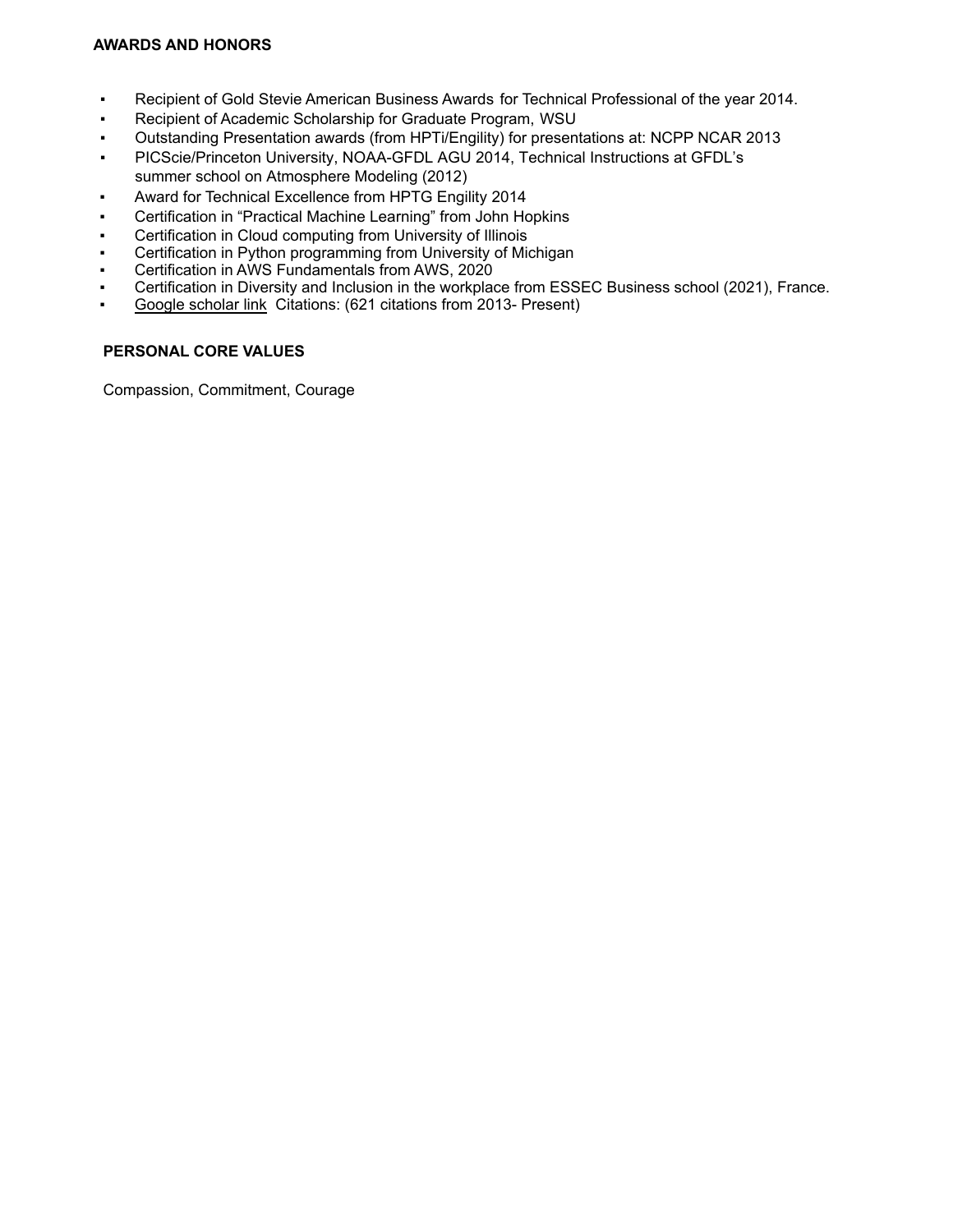## AWARDS AND HONORS

- Recipient of Gold Stevie American Business Awards for Technical Professional of the year 2014.
- Recipient of Academic Scholarship for Graduate Program, WSU
- Outstanding Presentation awards (from HPTi/Engility) for presentations at: NCPP NCAR 2013
- PICScie/Princeton University, NOAA-GFDL AGU 2014, Technical Instructions at GFDL's summer school on Atmosphere Modeling (2012)
- Award for Technical Excellence from HPTG Engility 2014
- Certification in "Practical Machine Learning" from John Hopkins
- Certification in Cloud computing from University of Illinois
- Certification in Python programming from University of Michigan
- Certification in AWS Fundamentals from AWS, 2020
- Certification in Diversity and Inclusion in the workplace from ESSEC Business school (2021), France.
- Google scholar link Citations: (621 citations from 2013- Present)

## PERSONAL CORE VALUES

Compassion, Commitment, Courage